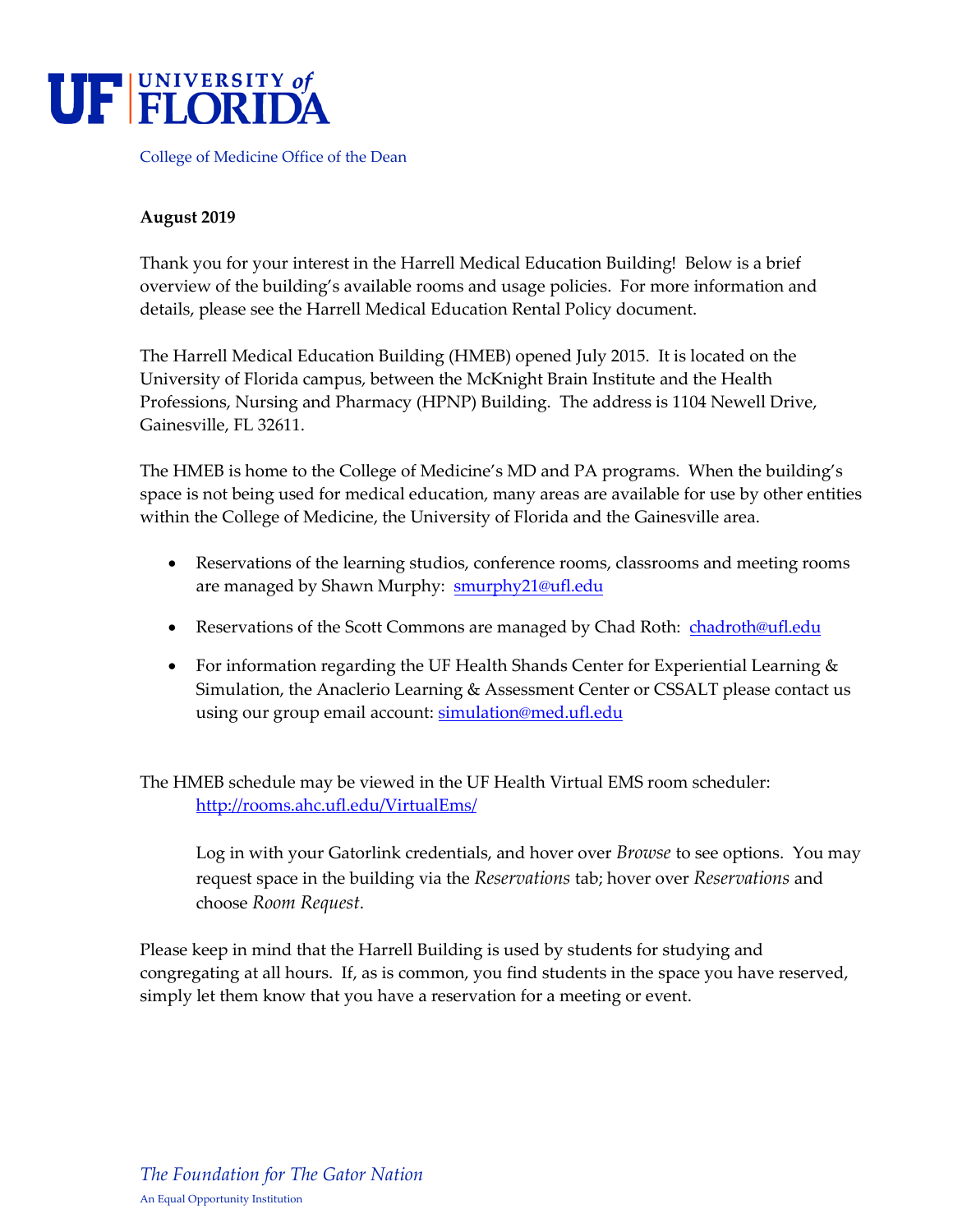UNIVERSITY of FLORIDA

College of Medicine Office of the Dean

**August 2019**

Thank you for your interest in the Harrell Medical Education Building! Below is a brief overview of the building's available rooms and usage policies. For more information and details, please see the Harrell Medical Education Rental Policy document.

The Harrell Medical Education Building (HMEB) opened July 2015. It is located on the University of Florida campus, between the McKnight Brain Institute and the Health Professions, Nursing and Pharmacy (HPNP) Building. The address is 1104 Newell Drive, Gainesville, FL 32611.

The HMEB is home to the College of Medicine's MD and PA programs. When the building's space is not being used for medical education, many areas are available for use by other entities within the College of Medicine, the University of Florida and the Gainesville area.

- Reservations of the learning studios, conference rooms, classrooms and meeting rooms are managed by Shawn Murphy: smurphy21@ufl.edu
- Reservations of the Scott Commons are managed by Chad Roth: chadroth@ufl.edu
- For information regarding the UF Health Shands Center for Experiential Learning & Simulation, the Anaclerio Learning & Assessment Center or CSSALT please contact us using our group email account: simulation@med.ufl.edu

The HMEB schedule may be viewed in the UF Health Virtual EMS room scheduler:
http://rooms.ahc.ufl.edu/VirtualEms/

Log in with your Gatorlink credentials, and hover over *Browse* to see options. You may request space in the building via the *Reservations* tab; hover over *Reservations* and choose *Room Request*.

Please keep in mind that the Harrell Building is used by students for studying and congregating at all hours. If, as is common, you find students in the space you have reserved, simply let them know that you have a reservation for a meeting or event.

*The Foundation for The Gator Nation*

An Equal Opportunity Institution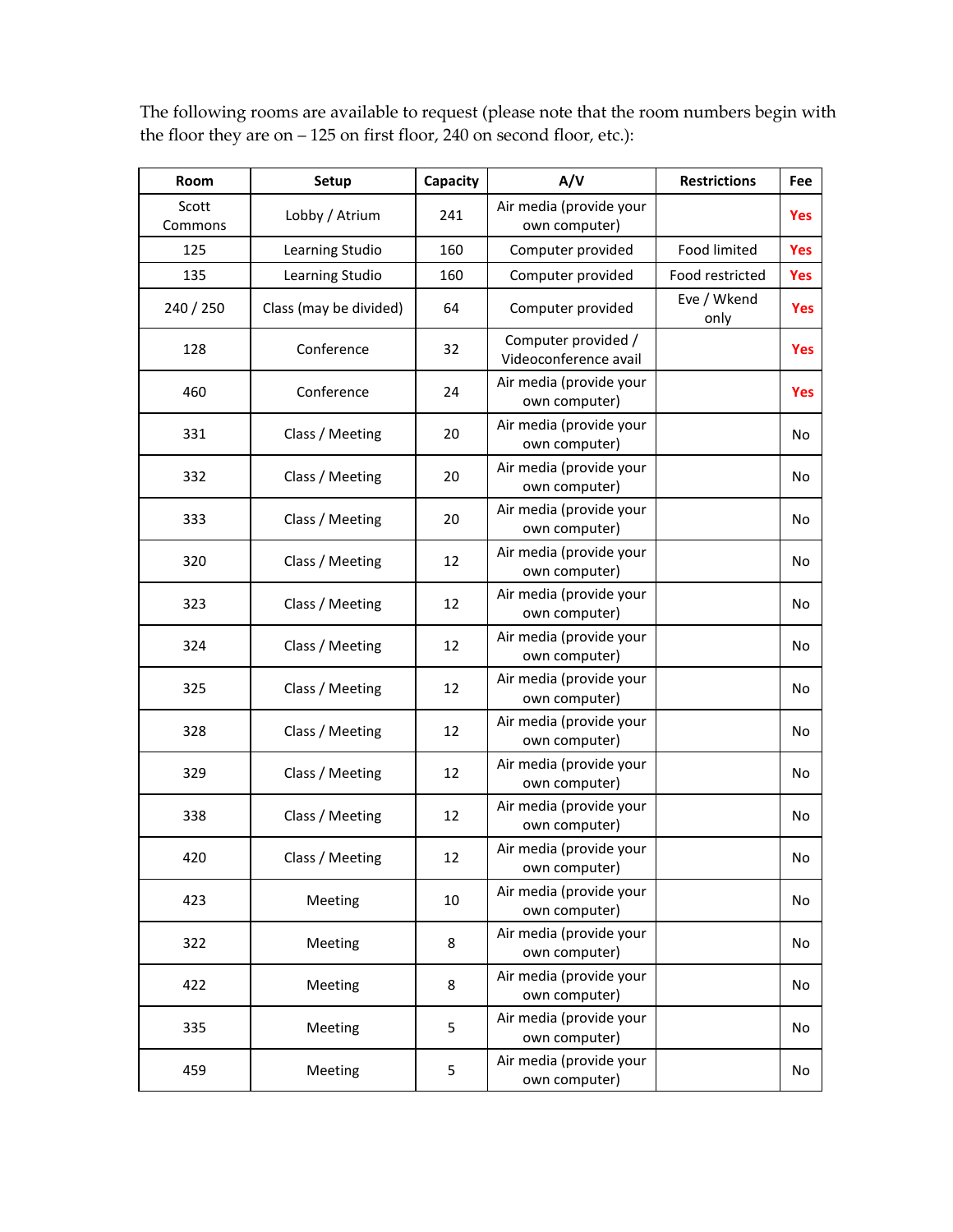The following rooms are available to request (please note that the room numbers begin with the floor they are on – 125 on first floor, 240 on second floor, etc.):

| Room | Setup | Capacity | A/V | Restrictions | Fee |
|---|---|---|---|---|---|
| Scott Commons | Lobby / Atrium | 241 | Air media (provide your own computer) | | Yes |
| 125 | Learning Studio | 160 | Computer provided | Food limited | Yes |
| 135 | Learning Studio | 160 | Computer provided | Food restricted | Yes |
| 240 / 250 | Class (may be divided) | 64 | Computer provided | Eve / Wkend only | Yes |
| 128 | Conference | 32 | Computer provided / Videoconference avail | | Yes |
| 460 | Conference | 24 | Air media (provide your own computer) | | Yes |
| 331 | Class / Meeting | 20 | Air media (provide your own computer) | | No |
| 332 | Class / Meeting | 20 | Air media (provide your own computer) | | No |
| 333 | Class / Meeting | 20 | Air media (provide your own computer) | | No |
| 320 | Class / Meeting | 12 | Air media (provide your own computer) | | No |
| 323 | Class / Meeting | 12 | Air media (provide your own computer) | | No |
| 324 | Class / Meeting | 12 | Air media (provide your own computer) | | No |
| 325 | Class / Meeting | 12 | Air media (provide your own computer) | | No |
| 328 | Class / Meeting | 12 | Air media (provide your own computer) | | No |
| 329 | Class / Meeting | 12 | Air media (provide your own computer) | | No |
| 338 | Class / Meeting | 12 | Air media (provide your own computer) | | No |
| 420 | Class / Meeting | 12 | Air media (provide your own computer) | | No |
| 423 | Meeting | 10 | Air media (provide your own computer) | | No |
| 322 | Meeting | 8 | Air media (provide your own computer) | | No |
| 422 | Meeting | 8 | Air media (provide your own computer) | | No |
| 335 | Meeting | 5 | Air media (provide your own computer) | | No |
| 459 | Meeting | 5 | Air media (provide your own computer) | | No |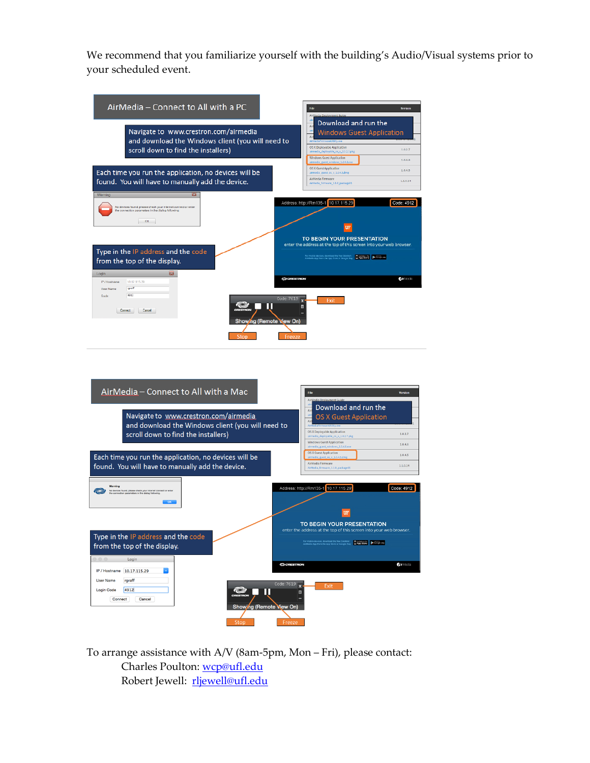We recommend that you familiarize yourself with the building's Audio/Visual systems prior to your scheduled event.

## AirMedia – Connect to All with a PC

Navigate to www.crestron.com/airmedia and download the Windows client (you will need to scroll down to find the installers)

Download and run the Windows Guest Application

Each time you run the application, no devices will be found. You will have to manually add the device.

Type in the IP address and the code from the top of the display.

Exit

Stop

Freeze

## AirMedia – Connect to All with a Mac

Navigate to www.crestron.com/airmedia and download the Windows client (you will need to scroll down to find the installers)

Download and run the OS X Guest Application

Each time you run the application, no devices will be found. You will have to manually add the device.

Type in the IP address and the code from the top of the display.

Exit

Stop

Freeze

To arrange assistance with A/V (8am-5pm, Mon – Fri), please contact:

Charles Poulton: wcp@ufl.edu

Robert Jewell: rljewell@ufl.edu